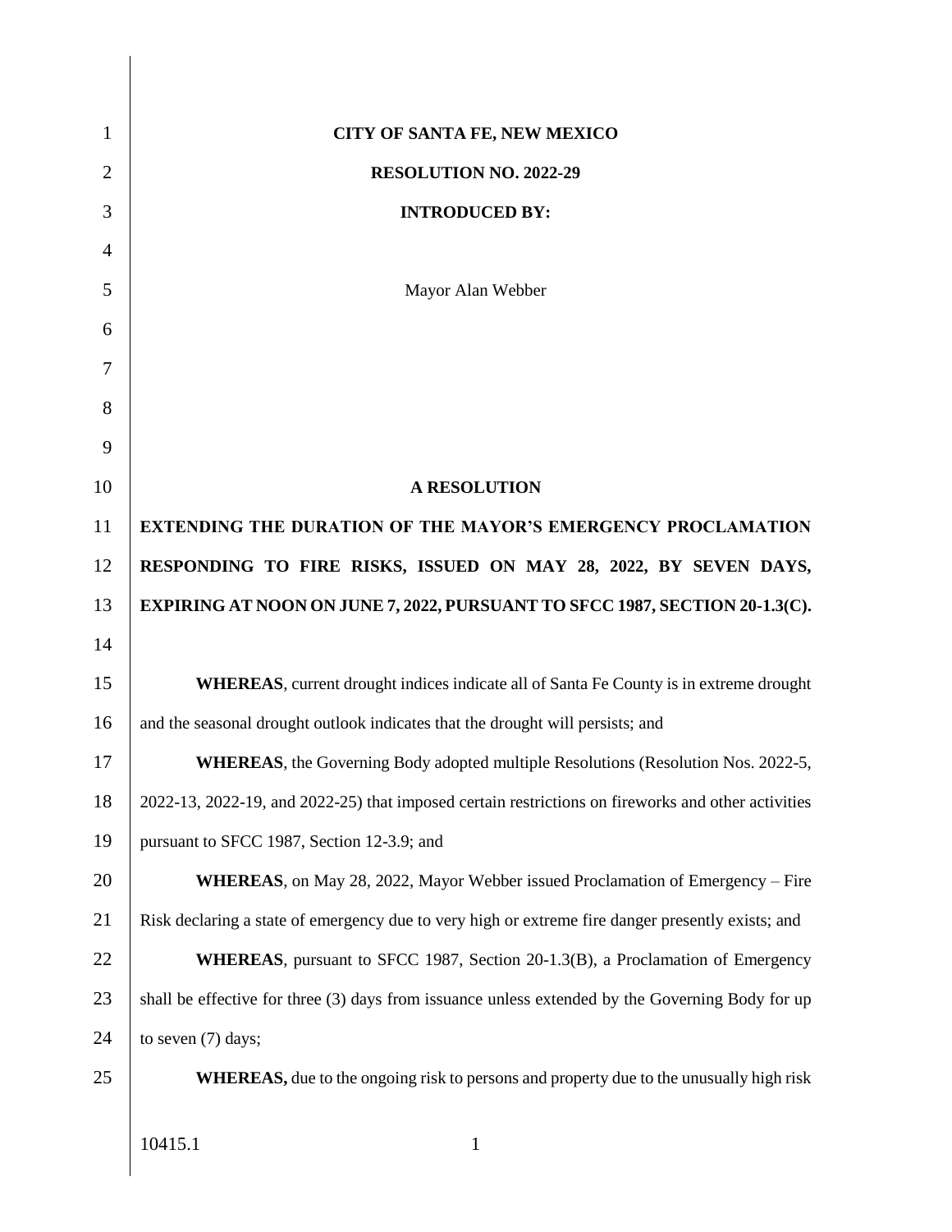**CITY OF SANTA FE, NEW MEXICO**

**RESOLUTION NO. 2022-29**

**INTRODUCED BY:**

Mayor Alan Webber

**A RESOLUTION**

**EXTENDING THE DURATION OF THE MAYOR'S EMERGENCY PROCLAMATION RESPONDING TO FIRE RISKS, ISSUED ON MAY 28, 2022, BY SEVEN DAYS, EXPIRING AT NOON ON JUNE 7, 2022, PURSUANT TO SFCC 1987, SECTION 20-1.3(C).**

**WHEREAS**, current drought indices indicate all of Santa Fe County is in extreme drought and the seasonal drought outlook indicates that the drought will persists; and

**WHEREAS**, the Governing Body adopted multiple Resolutions (Resolution Nos. 2022-5, 2022-13, 2022-19, and 2022-25) that imposed certain restrictions on fireworks and other activities pursuant to SFCC 1987, Section 12-3.9; and

**WHEREAS**, on May 28, 2022, Mayor Webber issued Proclamation of Emergency – Fire Risk declaring a state of emergency due to very high or extreme fire danger presently exists; and

**WHEREAS**, pursuant to SFCC 1987, Section 20-1.3(B), a Proclamation of Emergency shall be effective for three (3) days from issuance unless extended by the Governing Body for up to seven (7) days;

**WHEREAS,** due to the ongoing risk to persons and property due to the unusually high risk

10415.1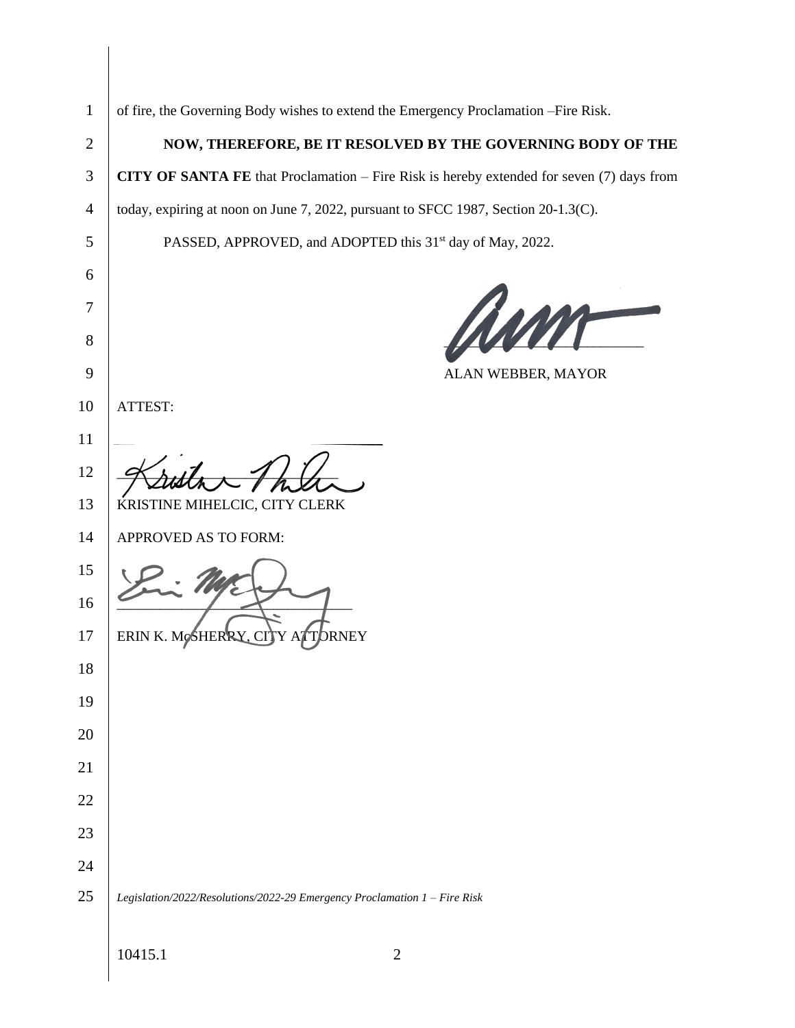of fire, the Governing Body wishes to extend the Emergency Proclamation –Fire Risk.

**NOW, THEREFORE, BE IT RESOLVED BY THE GOVERNING BODY OF THE CITY OF SANTA FE** that Proclamation – Fire Risk is hereby extended for seven (7) days from today, expiring at noon on June 7, 2022, pursuant to SFCC 1987, Section 20-1.3(C).

PASSED, APPROVED, and ADOPTED this 31st day of May, 2022.

ALAN WEBBER, MAYOR

ATTEST:

KRISTINE MIHELCIC, CITY CLERK

APPROVED AS TO FORM:

ERIN K. McSHERRY, CITY ATTORNEY

*Legislation/2022/Resolutions/2022-29 Emergency Proclamation 1 – Fire Risk*

10415.1